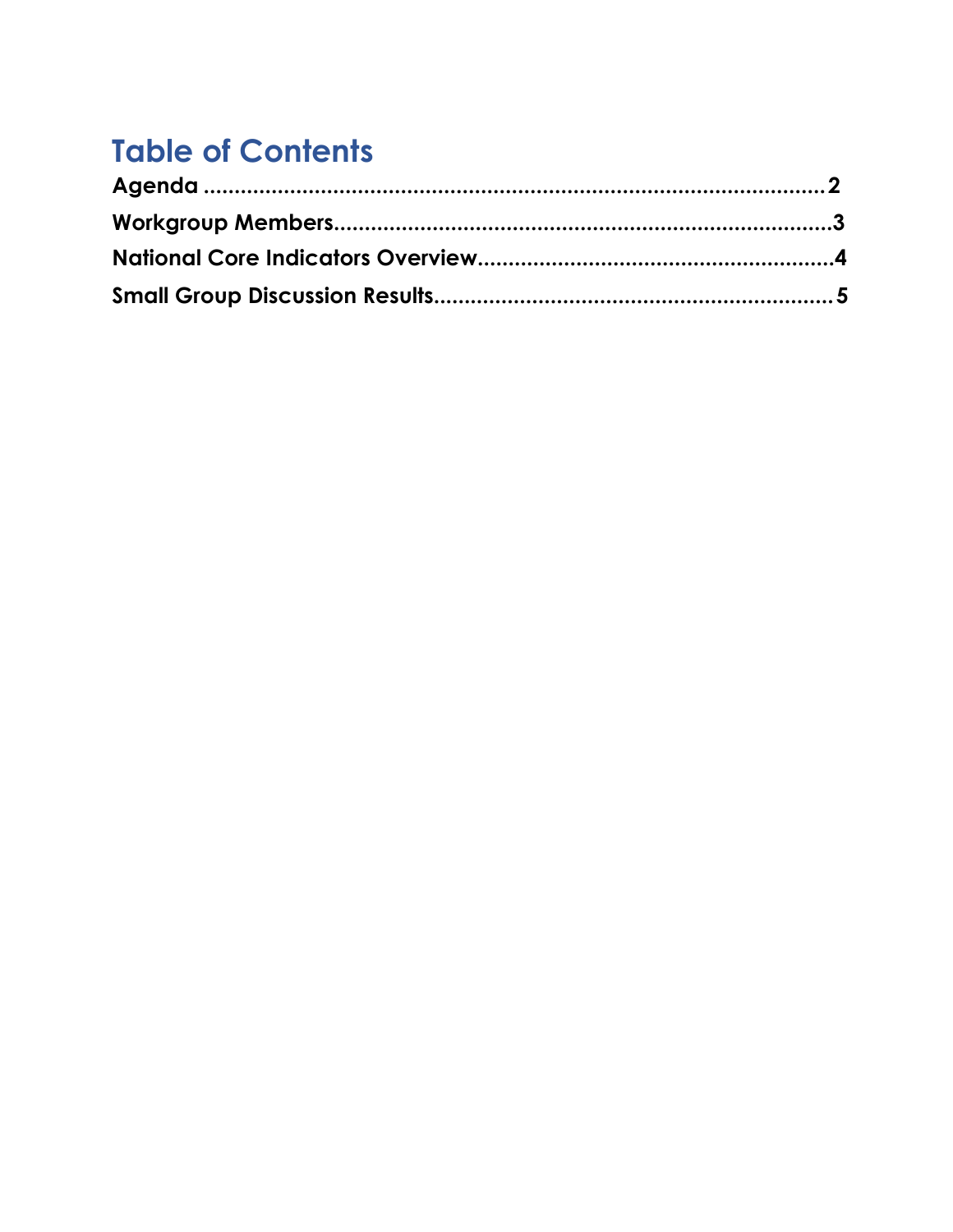# Table of Contents

**Agenda** ........................................................................................ **2**

**Workgroup Members**.................................................................... **3**

**National Core Indicators Overview**............................................. **4**

**Small Group Discussion Results**.................................................. **5**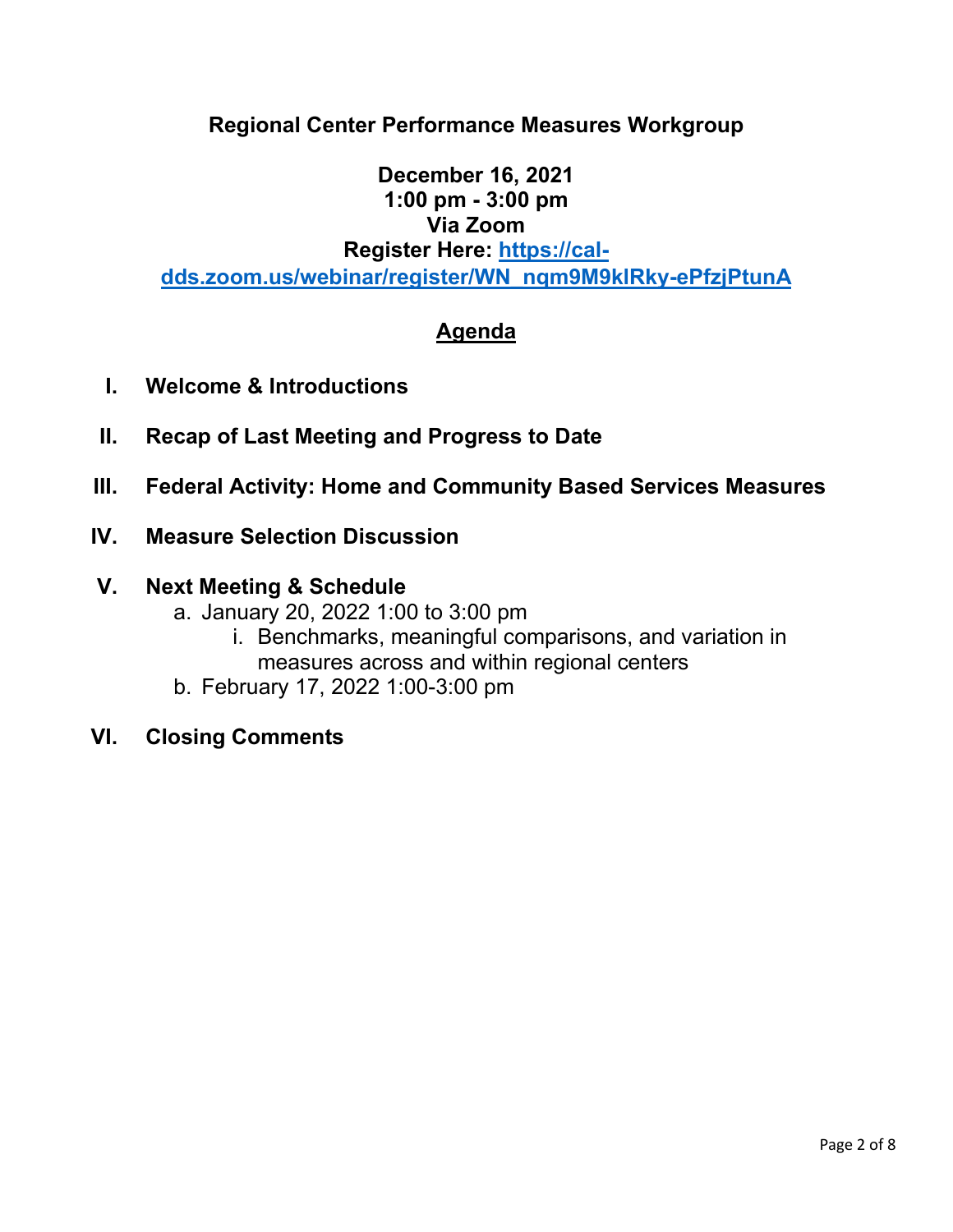## Regional Center Performance Measures Workgroup

**December 16, 2021**
**1:00 pm - 3:00 pm**
**Via Zoom**
**Register Here: [https://cal-dds.zoom.us/webinar/register/WN_nqm9M9klRky-ePfzjPtunA](https://cal-dds.zoom.us/webinar/register/WN_nqm9M9klRky-ePfzjPtunA)**

## Agenda

I. **Welcome & Introductions**

II. **Recap of Last Meeting and Progress to Date**

III. **Federal Activity: Home and Community Based Services Measures**

IV. **Measure Selection Discussion**

V. **Next Meeting & Schedule**
   a. January 20, 2022 1:00 to 3:00 pm
      i. Benchmarks, meaningful comparisons, and variation in measures across and within regional centers
   b. February 17, 2022 1:00-3:00 pm

VI. **Closing Comments**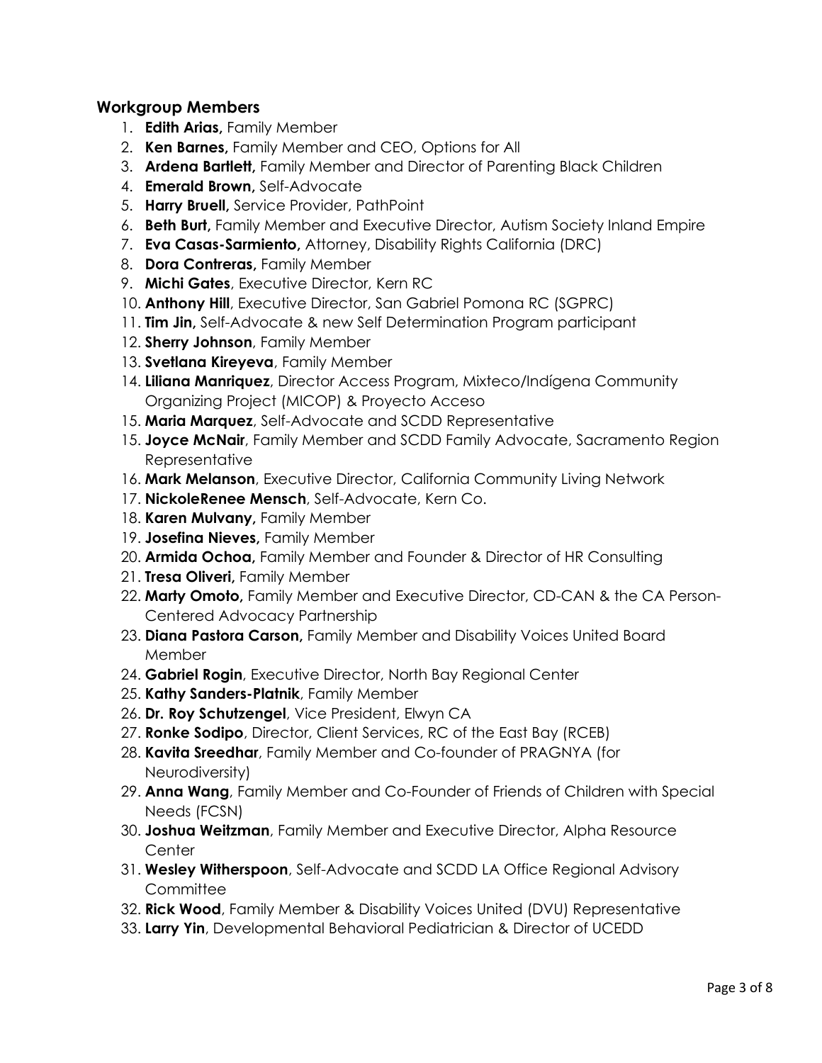## Workgroup Members

1. **Edith Arias,** Family Member
2. **Ken Barnes,** Family Member and CEO, Options for All
3. **Ardena Bartlett,** Family Member and Director of Parenting Black Children
4. **Emerald Brown,** Self-Advocate
5. **Harry Bruell,** Service Provider, PathPoint
6. **Beth Burt,** Family Member and Executive Director, Autism Society Inland Empire
7. **Eva Casas-Sarmiento,** Attorney, Disability Rights California (DRC)
8. **Dora Contreras,** Family Member
9. **Michi Gates**, Executive Director, Kern RC
10. **Anthony Hill**, Executive Director, San Gabriel Pomona RC (SGPRC)
11. **Tim Jin,** Self-Advocate & new Self Determination Program participant
12. **Sherry Johnson**, Family Member
13. **Svetlana Kireyeva**, Family Member
14. **Liliana Manriquez**, Director Access Program, Mixteco/Indígena Community Organizing Project (MICOP) & Proyecto Acceso
15. **Maria Marquez**, Self-Advocate and SCDD Representative
15. **Joyce McNair**, Family Member and SCDD Family Advocate, Sacramento Region Representative
16. **Mark Melanson**, Executive Director, California Community Living Network
17. **NickoleRenee Mensch**, Self-Advocate, Kern Co.
18. **Karen Mulvany,** Family Member
19. **Josefina Nieves,** Family Member
20. **Armida Ochoa,** Family Member and Founder & Director of HR Consulting
21. **Tresa Oliveri,** Family Member
22. **Marty Omoto,** Family Member and Executive Director, CD-CAN & the CA Person-Centered Advocacy Partnership
23. **Diana Pastora Carson,** Family Member and Disability Voices United Board Member
24. **Gabriel Rogin**, Executive Director, North Bay Regional Center
25. **Kathy Sanders-Platnik**, Family Member
26. **Dr. Roy Schutzengel**, Vice President, Elwyn CA
27. **Ronke Sodipo**, Director, Client Services, RC of the East Bay (RCEB)
28. **Kavita Sreedhar**, Family Member and Co-founder of PRAGNYA (for Neurodiversity)
29. **Anna Wang**, Family Member and Co-Founder of Friends of Children with Special Needs (FCSN)
30. **Joshua Weitzman**, Family Member and Executive Director, Alpha Resource Center
31. **Wesley Witherspoon**, Self-Advocate and SCDD LA Office Regional Advisory Committee
32. **Rick Wood**, Family Member & Disability Voices United (DVU) Representative
33. **Larry Yin**, Developmental Behavioral Pediatrician & Director of UCEDD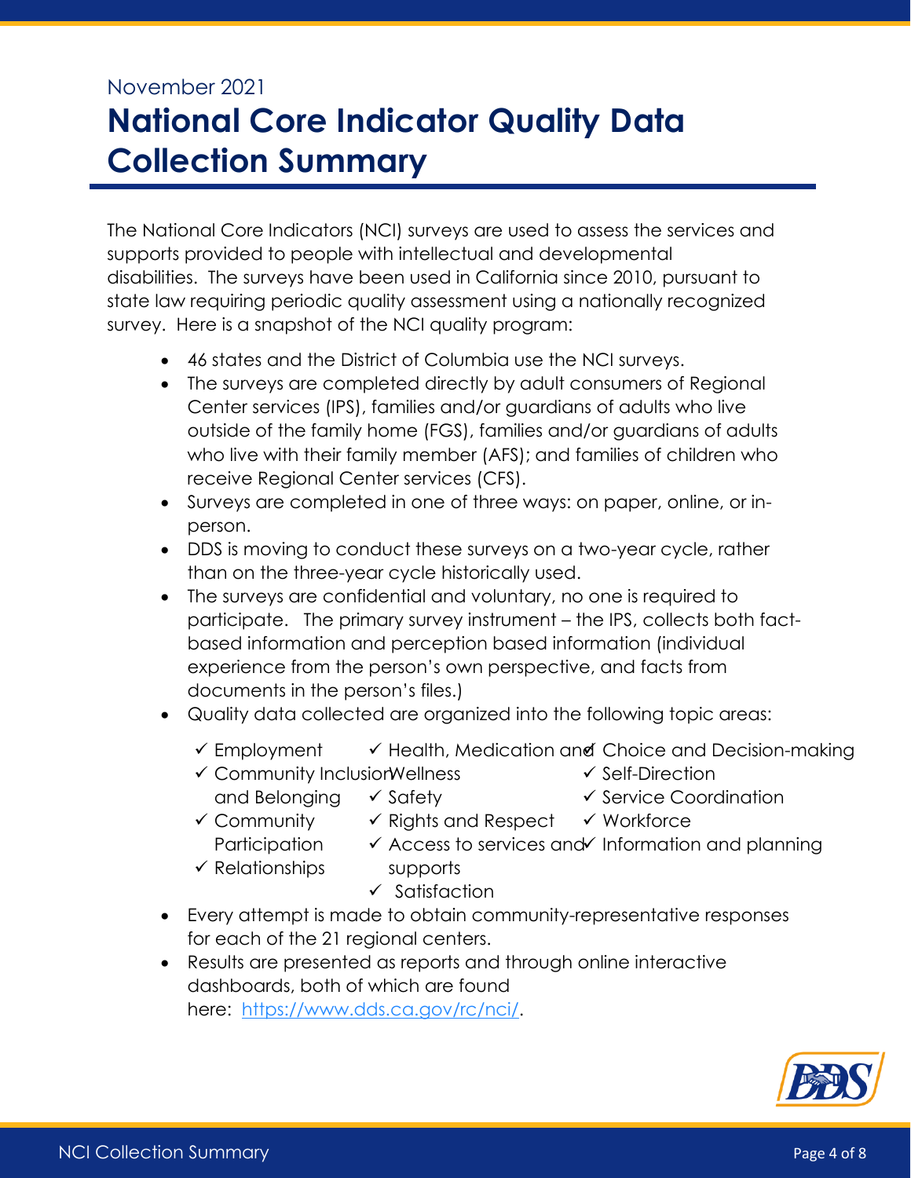November 2021

# National Core Indicator Quality Data Collection Summary

The National Core Indicators (NCI) surveys are used to assess the services and supports provided to people with intellectual and developmental disabilities. The surveys have been used in California since 2010, pursuant to state law requiring periodic quality assessment using a nationally recognized survey. Here is a snapshot of the NCI quality program:

- 46 states and the District of Columbia use the NCI surveys.
- The surveys are completed directly by adult consumers of Regional Center services (IPS), families and/or guardians of adults who live outside of the family home (FGS), families and/or guardians of adults who live with their family member (AFS); and families of children who receive Regional Center services (CFS).
- Surveys are completed in one of three ways: on paper, online, or in-person.
- DDS is moving to conduct these surveys on a two-year cycle, rather than on the three-year cycle historically used.
- The surveys are confidential and voluntary, no one is required to participate. The primary survey instrument – the IPS, collects both fact-based information and perception based information (individual experience from the person's own perspective, and facts from documents in the person's files.)
- Quality data collected are organized into the following topic areas:
  - ✓ Employment
  - ✓ Community Inclusion and Belonging
  - ✓ Community Participation
  - ✓ Relationships
  - ✓ Health, Medication and Wellness
  - ✓ Safety
  - ✓ Rights and Respect
  - ✓ Access to services and supports
  - ✓ Satisfaction
  - ✓ Choice and Decision-making
  - ✓ Self-Direction
  - ✓ Service Coordination
  - ✓ Workforce
  - ✓ Information and planning
- Every attempt is made to obtain community-representative responses for each of the 21 regional centers.
- Results are presented as reports and through online interactive dashboards, both of which are found here: https://www.dds.ca.gov/rc/nci/.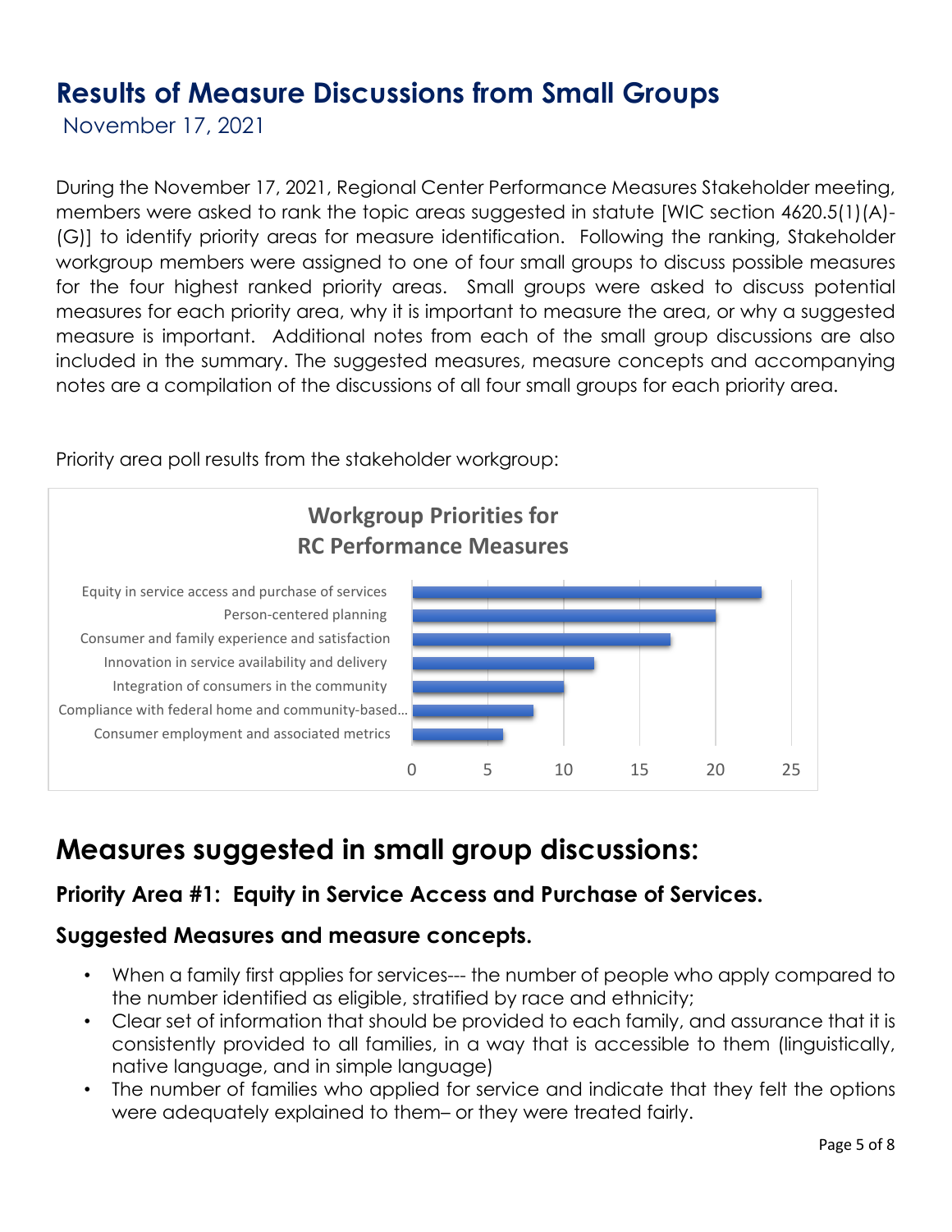# Results of Measure Discussions from Small Groups

November 17, 2021

During the November 17, 2021, Regional Center Performance Measures Stakeholder meeting, members were asked to rank the topic areas suggested in statute [WIC section 4620.5(1)(A)-(G)] to identify priority areas for measure identification. Following the ranking, Stakeholder workgroup members were assigned to one of four small groups to discuss possible measures for the four highest ranked priority areas. Small groups were asked to discuss potential measures for each priority area, why it is important to measure the area, or why a suggested measure is important. Additional notes from each of the small group discussions are also included in the summary. The suggested measures, measure concepts and accompanying notes are a compilation of the discussions of all four small groups for each priority area.

Priority area poll results from the stakeholder workgroup:

**Workgroup Priorities for RC Performance Measures**

| Priority area | Votes |
|---|---|
| Equity in service access and purchase of services | 23 |
| Person-centered planning | 20 |
| Consumer and family experience and satisfaction | 17 |
| Innovation in service availability and delivery | 12 |
| Integration of consumers in the community | 10 |
| Compliance with federal home and community-based... | 8 |
| Consumer employment and associated metrics | 6 |

# Measures suggested in small group discussions:

### Priority Area #1: Equity in Service Access and Purchase of Services.

### Suggested Measures and measure concepts.

- When a family first applies for services--- the number of people who apply compared to the number identified as eligible, stratified by race and ethnicity;
- Clear set of information that should be provided to each family, and assurance that it is consistently provided to all families, in a way that is accessible to them (linguistically, native language, and in simple language)
- The number of families who applied for service and indicate that they felt the options were adequately explained to them– or they were treated fairly.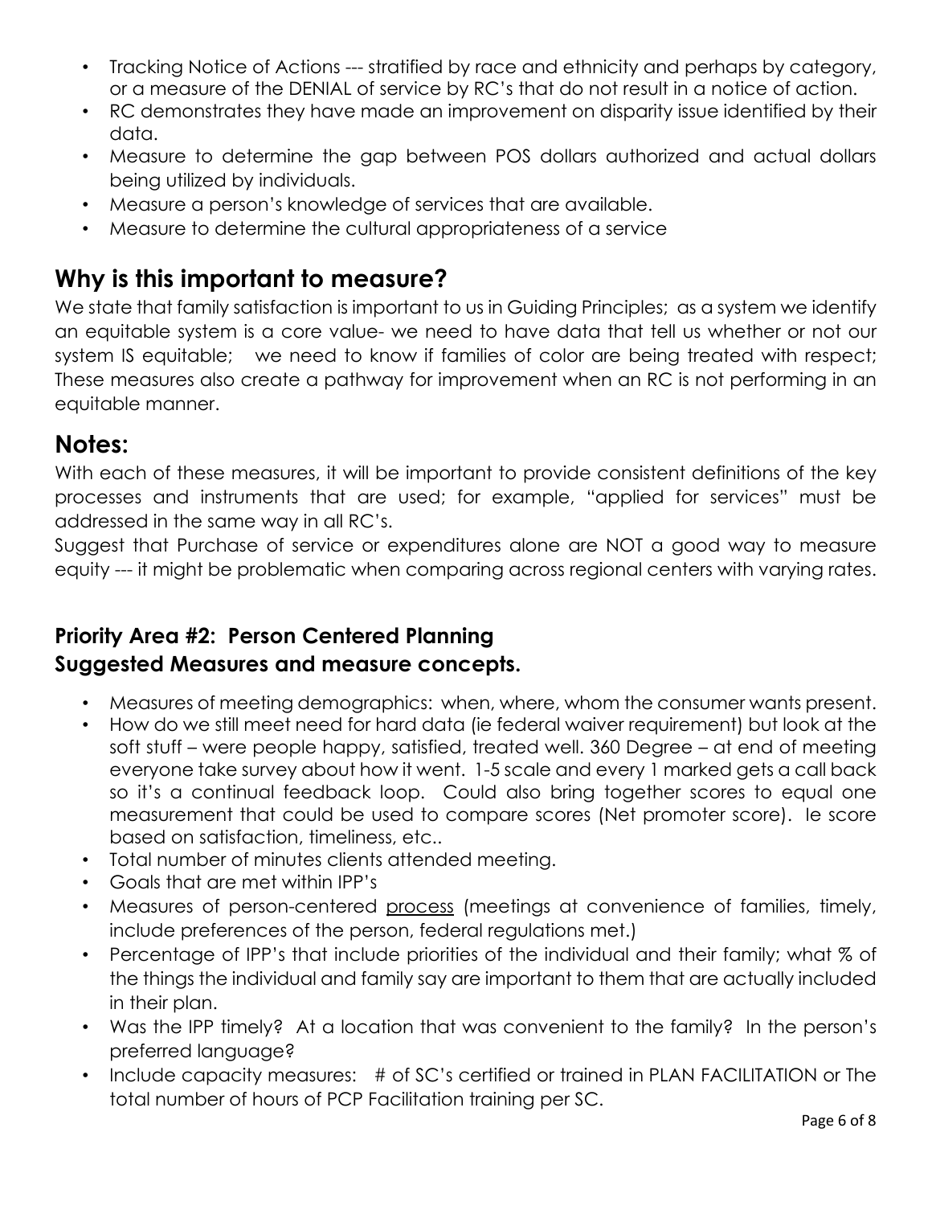- Tracking Notice of Actions --- stratified by race and ethnicity and perhaps by category, or a measure of the DENIAL of service by RC's that do not result in a notice of action.
- RC demonstrates they have made an improvement on disparity issue identified by their data.
- Measure to determine the gap between POS dollars authorized and actual dollars being utilized by individuals.
- Measure a person's knowledge of services that are available.
- Measure to determine the cultural appropriateness of a service

## Why is this important to measure?

We state that family satisfaction is important to us in Guiding Principles; as a system we identify an equitable system is a core value- we need to have data that tell us whether or not our system IS equitable; we need to know if families of color are being treated with respect; These measures also create a pathway for improvement when an RC is not performing in an equitable manner.

## Notes:

With each of these measures, it will be important to provide consistent definitions of the key processes and instruments that are used; for example, "applied for services" must be addressed in the same way in all RC's.

Suggest that Purchase of service or expenditures alone are NOT a good way to measure equity --- it might be problematic when comparing across regional centers with varying rates.

### Priority Area #2: Person Centered Planning
### Suggested Measures and measure concepts.

- Measures of meeting demographics: when, where, whom the consumer wants present.
- How do we still meet need for hard data (ie federal waiver requirement) but look at the soft stuff – were people happy, satisfied, treated well. 360 Degree – at end of meeting everyone take survey about how it went. 1-5 scale and every 1 marked gets a call back so it's a continual feedback loop. Could also bring together scores to equal one measurement that could be used to compare scores (Net promoter score). Ie score based on satisfaction, timeliness, etc..
- Total number of minutes clients attended meeting.
- Goals that are met within IPP's
- Measures of person-centered <u>process</u> (meetings at convenience of families, timely, include preferences of the person, federal regulations met.)
- Percentage of IPP's that include priorities of the individual and their family; what % of the things the individual and family say are important to them that are actually included in their plan.
- Was the IPP timely? At a location that was convenient to the family? In the person's preferred language?
- Include capacity measures: # of SC's certified or trained in PLAN FACILITATION or The total number of hours of PCP Facilitation training per SC.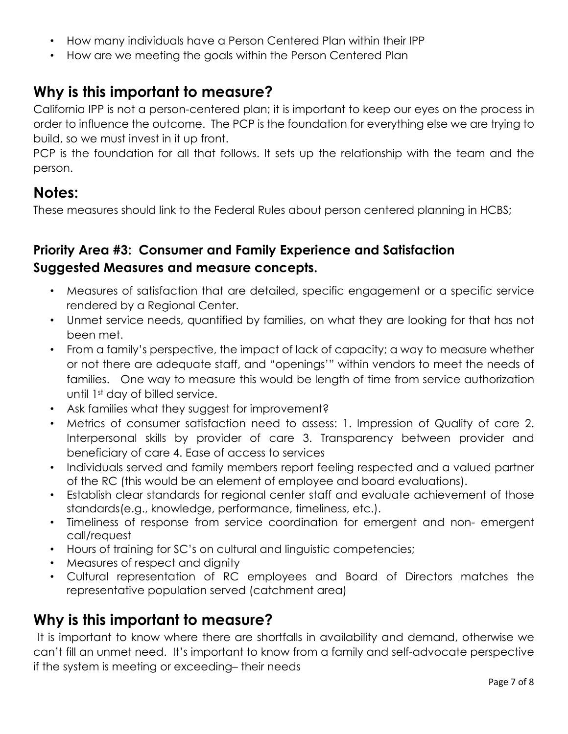- How many individuals have a Person Centered Plan within their IPP
- How are we meeting the goals within the Person Centered Plan

## Why is this important to measure?

California IPP is not a person-centered plan; it is important to keep our eyes on the process in order to influence the outcome. The PCP is the foundation for everything else we are trying to build, so we must invest in it up front.

PCP is the foundation for all that follows. It sets up the relationship with the team and the person.

## Notes:

These measures should link to the Federal Rules about person centered planning in HCBS;

### Priority Area #3: Consumer and Family Experience and Satisfaction
### Suggested Measures and measure concepts.

- Measures of satisfaction that are detailed, specific engagement or a specific service rendered by a Regional Center.
- Unmet service needs, quantified by families, on what they are looking for that has not been met.
- From a family's perspective, the impact of lack of capacity; a way to measure whether or not there are adequate staff, and "openings'" within vendors to meet the needs of families. One way to measure this would be length of time from service authorization until 1st day of billed service.
- Ask families what they suggest for improvement?
- Metrics of consumer satisfaction need to assess: 1. Impression of Quality of care 2. Interpersonal skills by provider of care 3. Transparency between provider and beneficiary of care 4. Ease of access to services
- Individuals served and family members report feeling respected and a valued partner of the RC (this would be an element of employee and board evaluations).
- Establish clear standards for regional center staff and evaluate achievement of those standards(e.g., knowledge, performance, timeliness, etc.).
- Timeliness of response from service coordination for emergent and non- emergent call/request
- Hours of training for SC's on cultural and linguistic competencies;
- Measures of respect and dignity
- Cultural representation of RC employees and Board of Directors matches the representative population served (catchment area)

## Why is this important to measure?

It is important to know where there are shortfalls in availability and demand, otherwise we can't fill an unmet need. It's important to know from a family and self-advocate perspective if the system is meeting or exceeding– their needs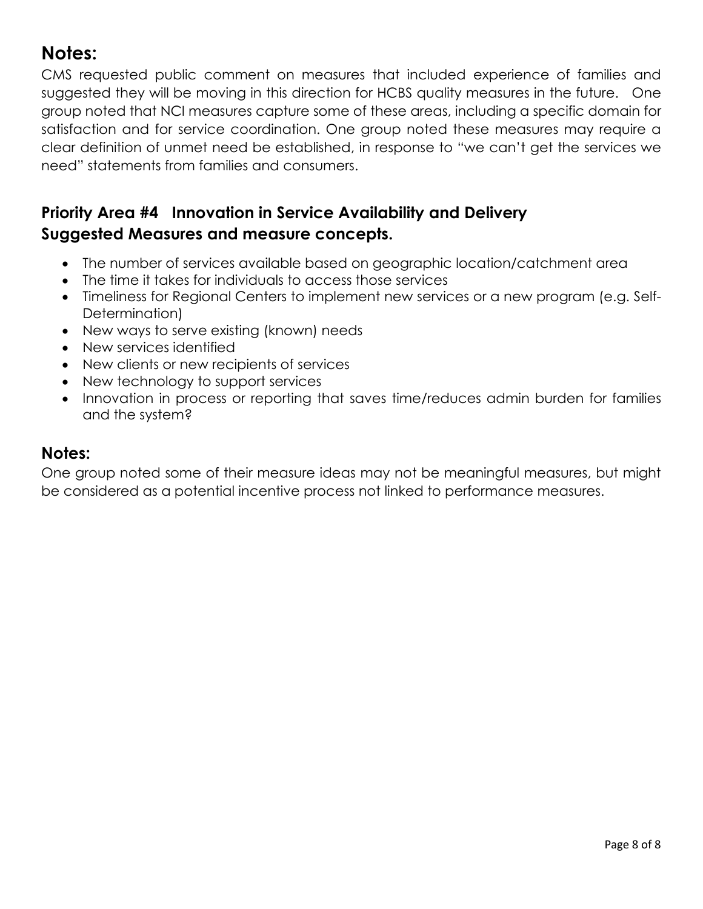## Notes:

CMS requested public comment on measures that included experience of families and suggested they will be moving in this direction for HCBS quality measures in the future. One group noted that NCI measures capture some of these areas, including a specific domain for satisfaction and for service coordination. One group noted these measures may require a clear definition of unmet need be established, in response to "we can't get the services we need" statements from families and consumers.

### Priority Area #4 Innovation in Service Availability and Delivery
### Suggested Measures and measure concepts.

- The number of services available based on geographic location/catchment area
- The time it takes for individuals to access those services
- Timeliness for Regional Centers to implement new services or a new program (e.g. Self-Determination)
- New ways to serve existing (known) needs
- New services identified
- New clients or new recipients of services
- New technology to support services
- Innovation in process or reporting that saves time/reduces admin burden for families and the system?

## Notes:

One group noted some of their measure ideas may not be meaningful measures, but might be considered as a potential incentive process not linked to performance measures.